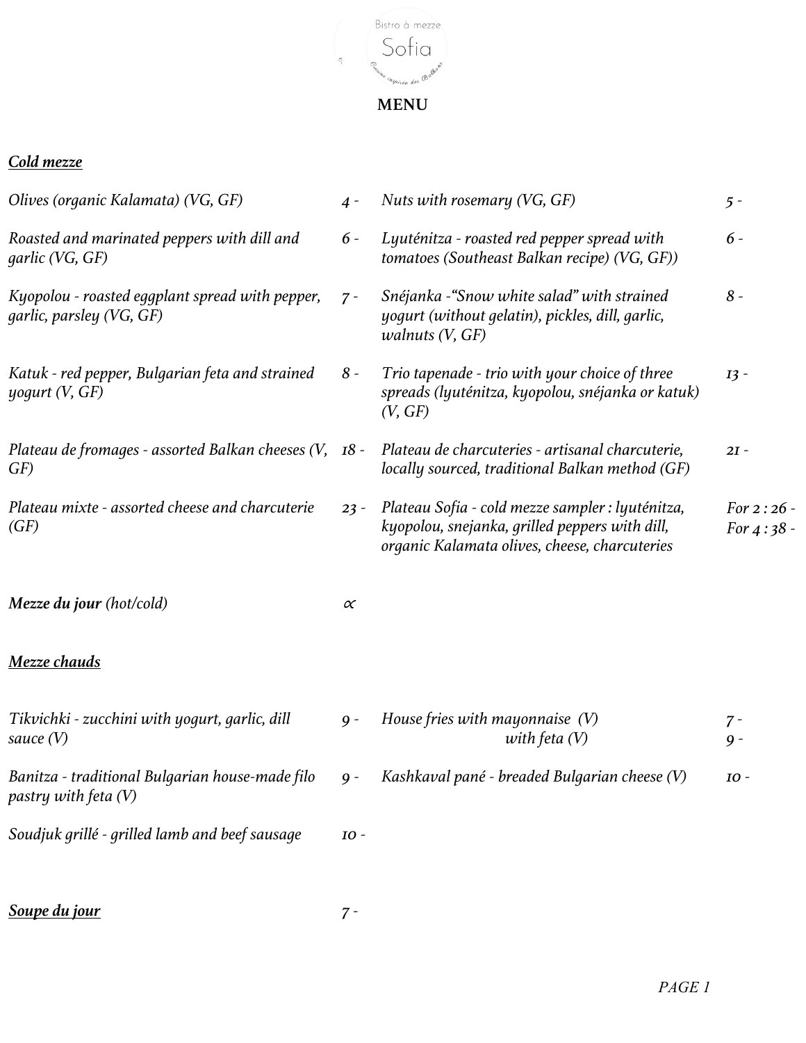Bistro à mezze

Sofia

Cuisine inspirée des Balkans

**MENU**

## *Cold mezze*

| Item | Price | Item | Price |
|---|---|---|---|
| *Olives (organic Kalamata) (VG, GF)* | *4 -* | *Nuts with rosemary (VG, GF)* | *5 -* |
| *Roasted and marinated peppers with dill and garlic (VG, GF)* | *6 -* | *Lyuténitza - roasted red pepper spread with tomatoes (Southeast Balkan recipe) (VG, GF))* | *6 -* |
| *Kyopolou - roasted eggplant spread with pepper, garlic, parsley (VG, GF)* | *7 -* | *Snéjanka -"Snow white salad" with strained yogurt (without gelatin), pickles, dill, garlic, walnuts (V, GF)* | *8 -* |
| *Katuk - red pepper, Bulgarian feta and strained yogurt (V, GF)* | *8 -* | *Trio tapenade - trio with your choice of three spreads (lyuténitza, kyopolou, snéjanka or katuk) (V, GF)* | *13 -* |
| *Plateau de fromages - assorted Balkan cheeses (V, GF)* | *18 -* | *Plateau de charcuteries - artisanal charcuterie, locally sourced, traditional Balkan method (GF)* | *21 -* |
| *Plateau mixte - assorted cheese and charcuterie (GF)* | *23 -* | *Plateau Sofia - cold mezze sampler : lyuténitza, kyopolou, snejanka, grilled peppers with dill, organic Kalamata olives, cheese, charcuteries* | *For 2 : 26 -* *For 4 : 38 -* |

***Mezze du jour*** *(hot/cold)* $\propto$

## *Mezze chauds*

| Item | Price | Item | Price |
|---|---|---|---|
| *Tikvichki - zucchini with yogurt, garlic, dill sauce (V)* | *9 -* | *House fries with mayonnaise (V)* *with feta (V)* | *7 -* *9 -* |
| *Banitza - traditional Bulgarian house-made filo pastry with feta (V)* | *9 -* | *Kashkaval pané - breaded Bulgarian cheese (V)* | *10 -* |
| *Soudjuk grillé - grilled lamb and beef sausage* | *10 -* | | |

## *Soupe du jour*

*7 -*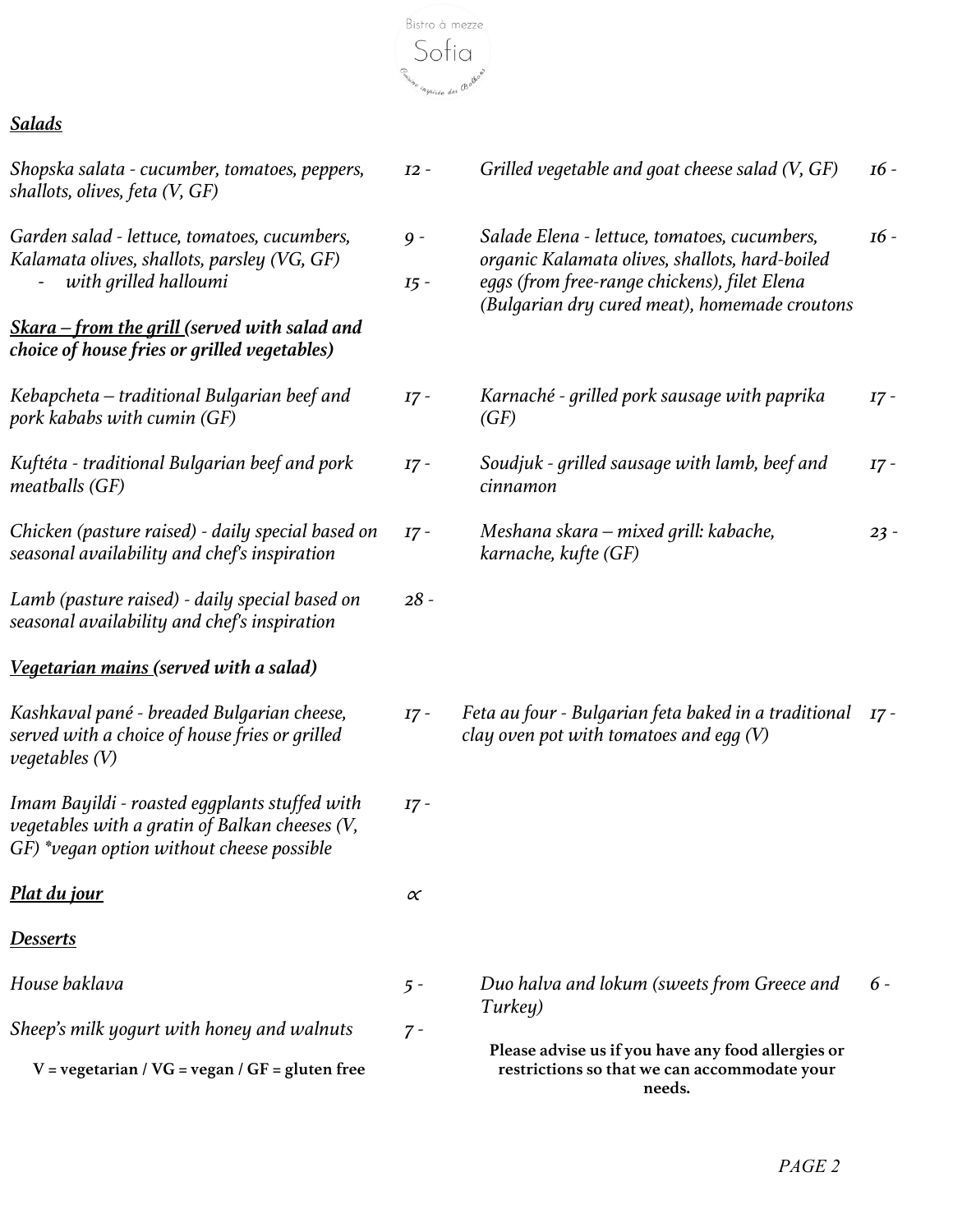Bistro à mezze

Sofia

Cuisine inspirée des Balkans

## *Salads*

*Shopska salata - cucumber, tomatoes, peppers, shallots, olives, feta (V, GF)* — *12 -*

*Garden salad - lettuce, tomatoes, cucumbers, Kalamata olives, shallots, parsley (VG, GF)* — *9 -*
- *with grilled halloumi* — *15 -*

*Grilled vegetable and goat cheese salad (V, GF)* — *16 -*

*Salade Elena - lettuce, tomatoes, cucumbers, organic Kalamata olives, shallots, hard-boiled eggs (from free-range chickens), filet Elena (Bulgarian dry cured meat), homemade croutons* — *16 -*

## *Skara – from the grill (served with salad and choice of house fries or grilled vegetables)*

*Kebapcheta – traditional Bulgarian beef and pork kababs with cumin (GF)* — *17 -*

*Kuftéta - traditional Bulgarian beef and pork meatballs (GF)* — *17 -*

*Chicken (pasture raised) - daily special based on seasonal availability and chef's inspiration* — *17 -*

*Lamb (pasture raised) - daily special based on seasonal availability and chef's inspiration* — *28 -*

*Karnaché - grilled pork sausage with paprika (GF)* — *17 -*

*Soudjuk - grilled sausage with lamb, beef and cinnamon* — *17 -*

*Meshana skara – mixed grill: kabache, karnache, kufte (GF)* — *23 -*

## *Vegetarian mains (served with a salad)*

*Kashkaval pané - breaded Bulgarian cheese, served with a choice of house fries or grilled vegetables (V)* — *17 -*

*Imam Bayildi - roasted eggplants stuffed with vegetables with a gratin of Balkan cheeses (V, GF) \*vegan option without cheese possible* — *17 -*

*Feta au four - Bulgarian feta baked in a traditional clay oven pot with tomatoes and egg (V)* — *17 -*

## *Plat du jour*

∝

## *Desserts*

*House baklava* — *5 -*

*Sheep's milk yogurt with honey and walnuts* — *7 -*

*Duo halva and lokum (sweets from Greece and Turkey)* — *6 -*

**V = vegetarian / VG = vegan / GF = gluten free**

**Please advise us if you have any food allergies or restrictions so that we can accommodate your needs.**